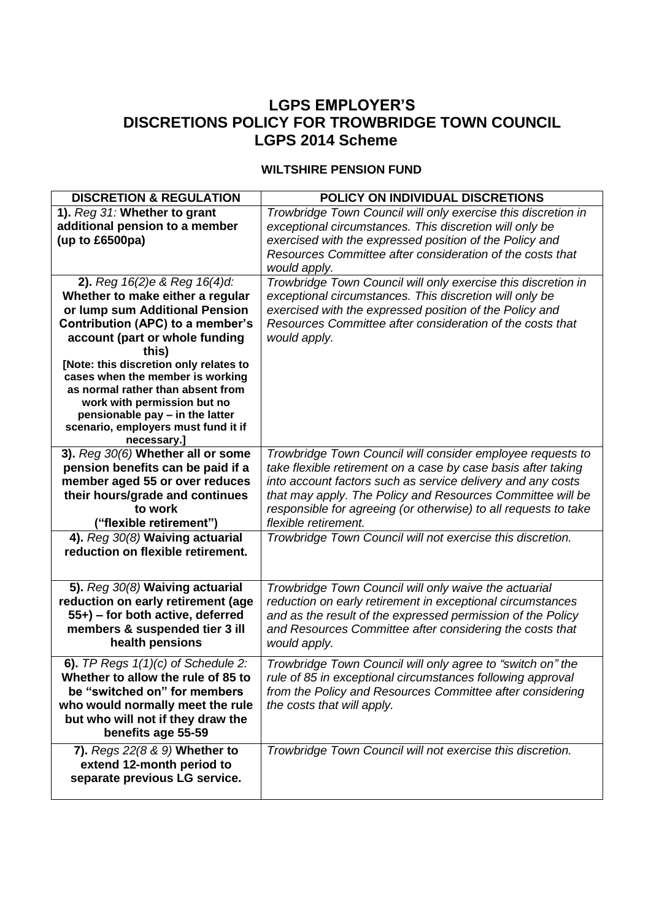# LGPS EMPLOYER'S DISCRETIONS POLICY FOR TROWBRIDGE TOWN COUNCIL LGPS 2014 Scheme

## WILTSHIRE PENSION FUND

| DISCRETION & REGULATION | POLICY ON INDIVIDUAL DISCRETIONS |
|---|---|
| **1).** *Reg 31:* **Whether to grant additional pension to a member (up to £6500pa)** | *Trowbridge Town Council will only exercise this discretion in exceptional circumstances. This discretion will only be exercised with the expressed position of the Policy and Resources Committee after consideration of the costs that would apply.* |
| **2).** *Reg 16(2)e & Reg 16(4)d:* **Whether to make either a regular or lump sum Additional Pension Contribution (APC) to a member's account (part or whole funding this)** **[Note: this discretion only relates to cases when the member is working as normal rather than absent from work with permission but no pensionable pay – in the latter scenario, employers must fund it if necessary.]** | *Trowbridge Town Council will only exercise this discretion in exceptional circumstances. This discretion will only be exercised with the expressed position of the Policy and Resources Committee after consideration of the costs that would apply.* |
| **3).** *Reg 30(6)* **Whether all or some pension benefits can be paid if a member aged 55 or over reduces their hours/grade and continues to work ("flexible retirement")** | *Trowbridge Town Council will consider employee requests to take flexible retirement on a case by case basis after taking into account factors such as service delivery and any costs that may apply. The Policy and Resources Committee will be responsible for agreeing (or otherwise) to all requests to take flexible retirement.* |
| **4).** *Reg 30(8)* **Waiving actuarial reduction on flexible retirement.** | *Trowbridge Town Council will not exercise this discretion.* |
| **5).** *Reg 30(8)* **Waiving actuarial reduction on early retirement (age 55+) – for both active, deferred members & suspended tier 3 ill health pensions** | *Trowbridge Town Council will only waive the actuarial reduction on early retirement in exceptional circumstances and as the result of the expressed permission of the Policy and Resources Committee after considering the costs that would apply.* |
| **6).** *TP Regs 1(1)(c) of Schedule 2:* **Whether to allow the rule of 85 to be "switched on" for members who would normally meet the rule but who will not if they draw the benefits age 55-59** | *Trowbridge Town Council will only agree to "switch on" the rule of 85 in exceptional circumstances following approval from the Policy and Resources Committee after considering the costs that will apply.* |
| **7).** *Regs 22(8 & 9)* **Whether to extend 12-month period to separate previous LG service.** | *Trowbridge Town Council will not exercise this discretion.* |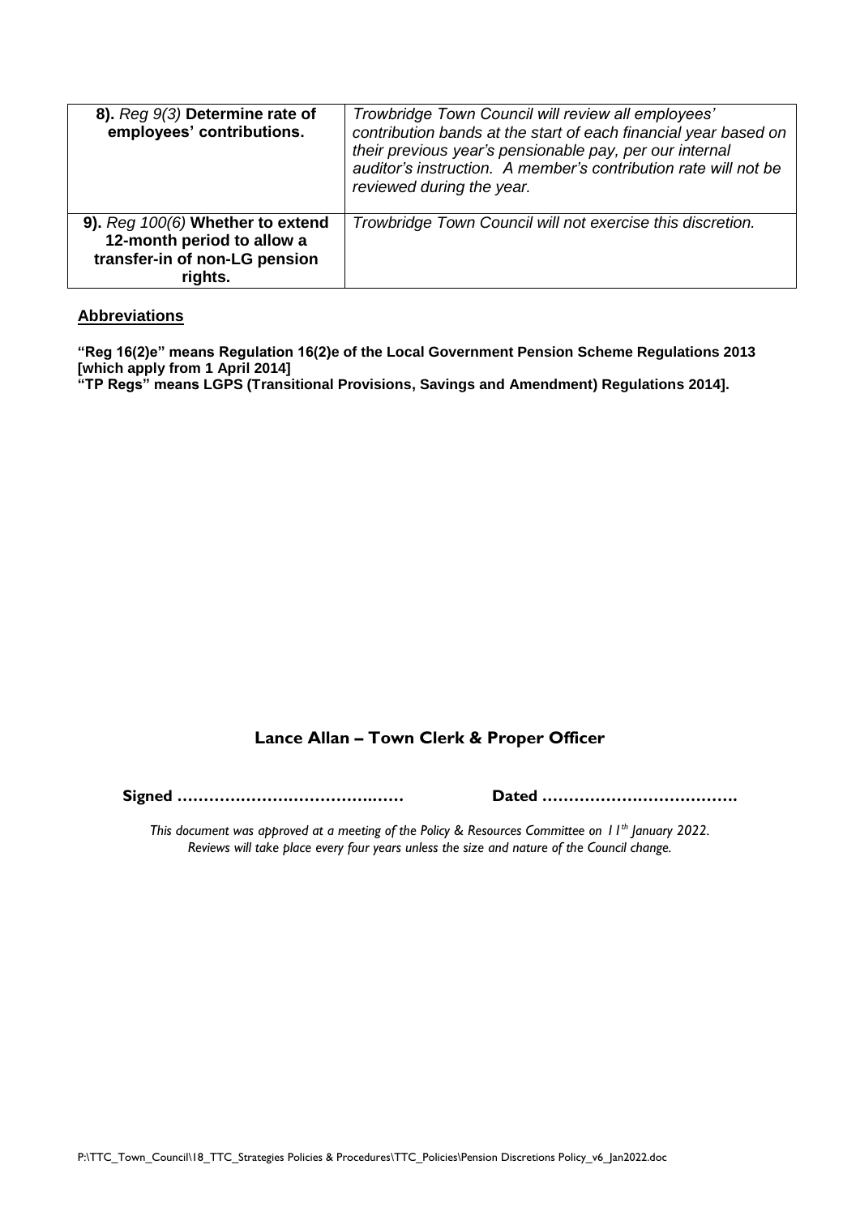| | |
|---|---|
| **8).** *Reg 9(3)* **Determine rate of employees' contributions.** | *Trowbridge Town Council will review all employees' contribution bands at the start of each financial year based on their previous year's pensionable pay, per our internal auditor's instruction. A member's contribution rate will not be reviewed during the year.* |
| **9).** *Reg 100(6)* **Whether to extend 12-month period to allow a transfer-in of non-LG pension rights.** | *Trowbridge Town Council will not exercise this discretion.* |

**Abbreviations**

**"Reg 16(2)e" means Regulation 16(2)e of the Local Government Pension Scheme Regulations 2013 [which apply from 1 April 2014]**
**"TP Regs" means LGPS (Transitional Provisions, Savings and Amendment) Regulations 2014].**

**Lance Allan – Town Clerk & Proper Officer**

**Signed ……………………………….……  Dated ………………………………**

*This document was approved at a meeting of the Policy & Resources Committee on 11th January 2022. Reviews will take place every four years unless the size and nature of the Council change.*

P:\TTC_Town_Council\18_TTC_Strategies Policies & Procedures\TTC_Policies\Pension Discretions Policy_v6_Jan2022.doc